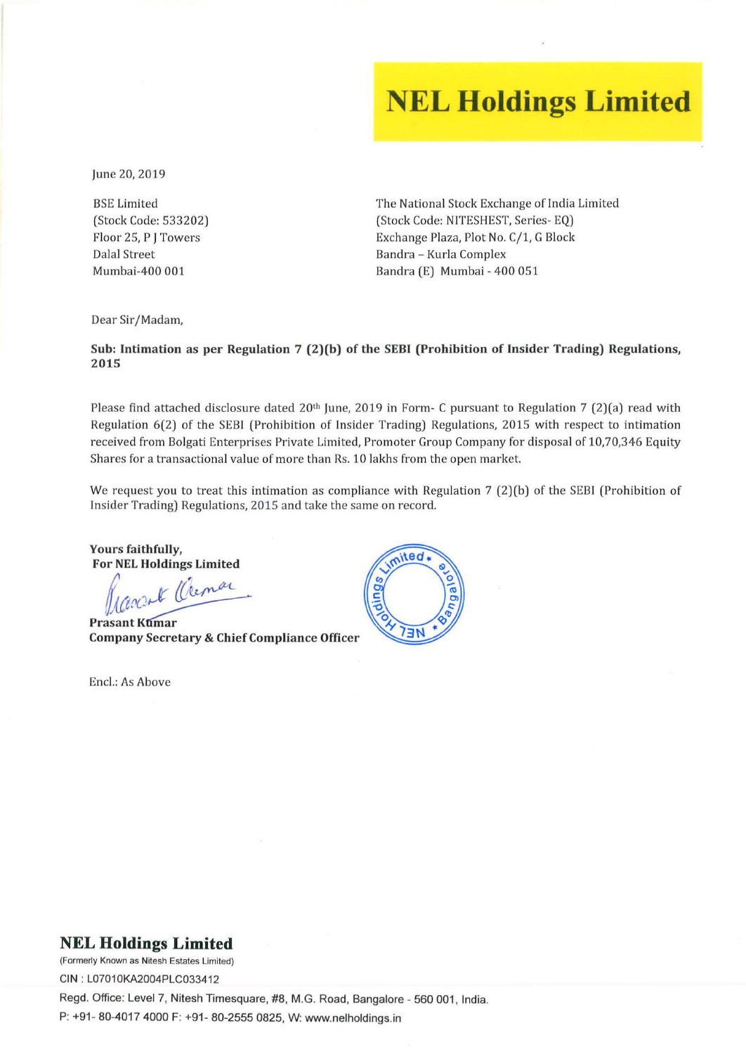# NEL Holdings Limited

June 20, 2019

BSE Limited
(Stock Code: 533202)
Floor 25, P J Towers
Dalal Street
Mumbai-400 001

The National Stock Exchange of India Limited
(Stock Code: NITESHEST, Series- EQ)
Exchange Plaza, Plot No. C/1, G Block
Bandra – Kurla Complex
Bandra (E) Mumbai - 400 051

Dear Sir/Madam,

**Sub: Intimation as per Regulation 7 (2)(b) of the SEBI (Prohibition of Insider Trading) Regulations, 2015**

Please find attached disclosure dated 20th June, 2019 in Form- C pursuant to Regulation 7 (2)(a) read with Regulation 6(2) of the SEBI (Prohibition of Insider Trading) Regulations, 2015 with respect to intimation received from Bolgati Enterprises Private Limited, Promoter Group Company for disposal of 10,70,346 Equity Shares for a transactional value of more than Rs. 10 lakhs from the open market.

We request you to treat this intimation as compliance with Regulation 7 (2)(b) of the SEBI (Prohibition of Insider Trading) Regulations, 2015 and take the same on record.

**Yours faithfully,**
**For NEL Holdings Limited**

**Prasant Kumar**
**Company Secretary & Chief Compliance Officer**

Encl.: As Above

**NEL Holdings Limited**
(Formerly Known as Nitesh Estates Limited)
CIN : L07010KA2004PLC033412
Regd. Office: Level 7, Nitesh Timesquare, #8, M.G. Road, Bangalore - 560 001, India.
P: +91- 80-4017 4000 F: +91- 80-2555 0825, W: www.nelholdings.in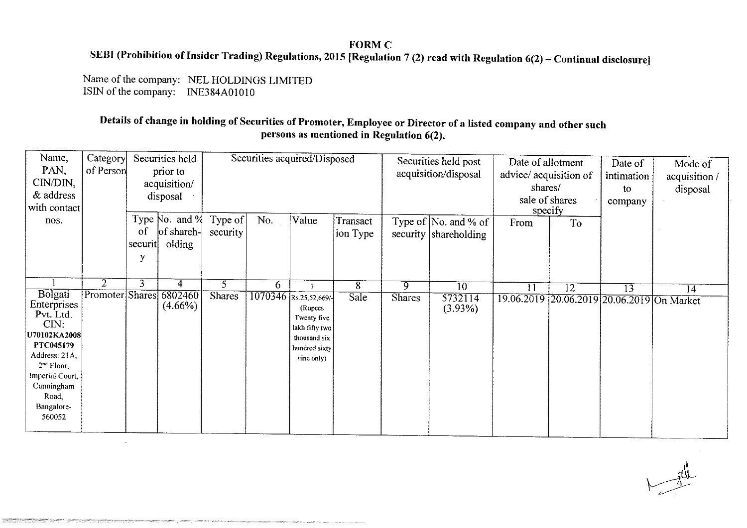# FORM C

## SEBI (Prohibition of Insider Trading) Regulations, 2015 [Regulation 7 (2) read with Regulation 6(2) – Continual disclosure]

Name of the company: NEL HOLDINGS LIMITED
ISIN of the company: INE384A01010

### Details of change in holding of Securities of Promoter, Employee or Director of a listed company and other such persons as mentioned in Regulation 6(2).

| Name, PAN, CIN/DIN, & address with contact nos. | Category of Person | Securities held prior to acquisition/ disposal | | Securities acquired/Disposed | | | | Securities held post acquisition/disposal | | Date of allotment advice/ acquisition of shares/ sale of shares specify | | Date of intimation to company | Mode of acquisition / disposal |
|---|---|---|---|---|---|---|---|---|---|---|---|---|---|
| | | Type of security | No. and % of shareholding | Type of security | No. | Value | Transaction Type | Type of security | No. and % of shareholding | From | To | | |
| 1 | 2 | 3 | 4 | 5 | 6 | 7 | 8 | 9 | 10 | 11 | 12 | 13 | 14 |
| Bolgati Enterprises Pvt. Ltd. CIN: U70102KA2008PTC045179 Address: 21A, 2nd Floor, Imperial Court, Cunningham Road, Bangalore-560052 | Promoter | Shares | 6802460 (4.66%) | Shares | 1070346 | Rs.25,52,669/- (Rupees Twenty five lakh fifty two thousand six hundred sixty nine only) | Sale | Shares | 5732114 (3.93%) | 19.06.2019 | 20.06.2019 | 20.06.2019 | On Market |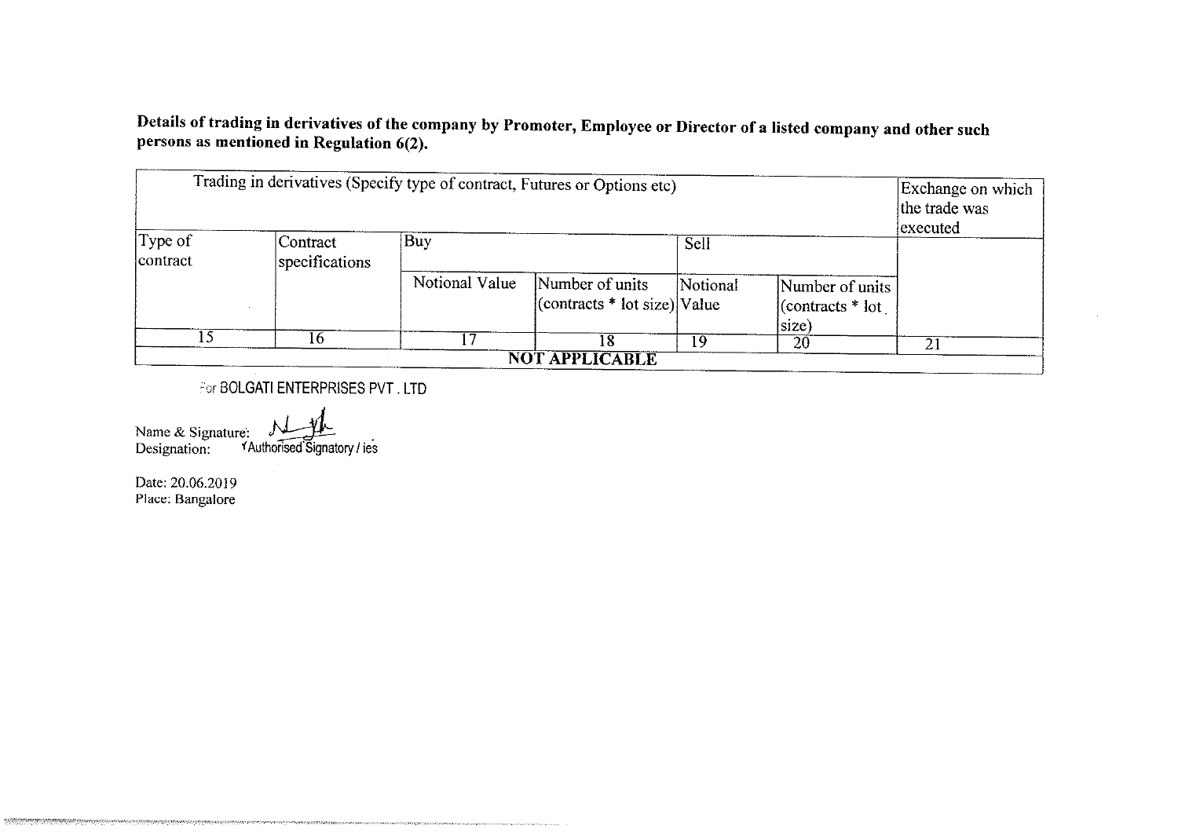**Details of trading in derivatives of the company by Promoter, Employee or Director of a listed company and other such persons as mentioned in Regulation 6(2).**

| Trading in derivatives (Specify type of contract, Futures or Options etc) | | | | | | Exchange on which the trade was executed |
|---|---|---|---|---|---|---|
| Type of contract | Contract specifications | Buy | | Sell | | |
| | | Notional Value | Number of units (contracts * lot size) | Notional Value | Number of units (contracts * lot size) | |
| 15 | 16 | 17 | 18 | 19 | 20 | 21 |
| NOT APPLICABLE | | | | | | |

For BOLGATI ENTERPRISES PVT . LTD

Name & Signature:
Designation: Authorised Signatory / ies

Date: 20.06.2019
Place: Bangalore